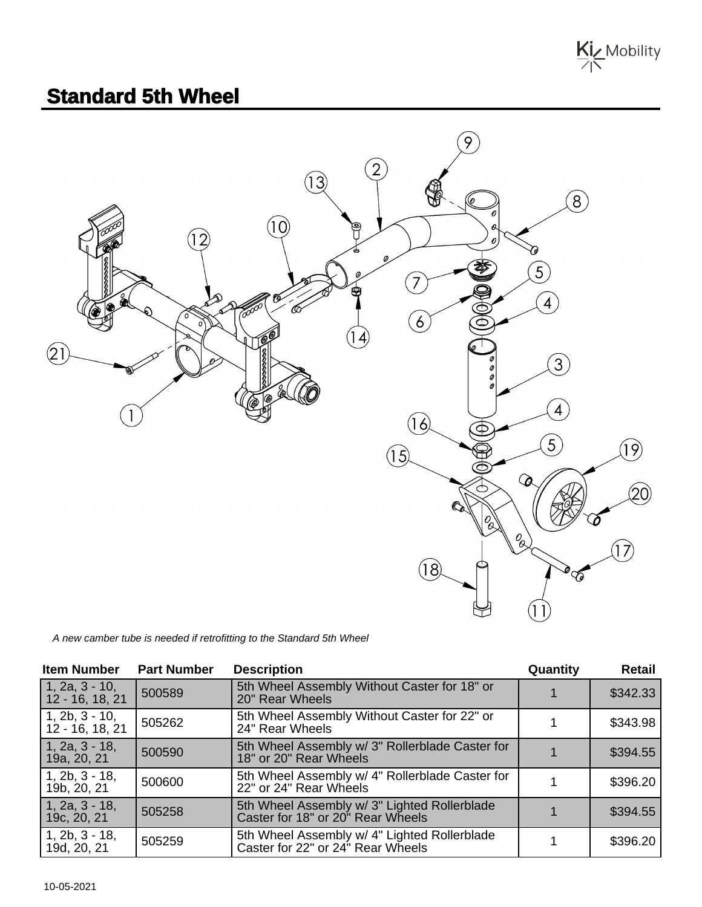# Standard 5th Wheel

*A new camber tube is needed if retrofitting to the Standard 5th Wheel*

| Item Number | Part Number | Description | Quantity | Retail |
|---|---|---|---|---|
| 1, 2a, 3 - 10, 12 - 16, 18, 21 | 500589 | 5th Wheel Assembly Without Caster for 18" or 20" Rear Wheels | 1 | $342.33 |
| 1, 2b, 3 - 10, 12 - 16, 18, 21 | 505262 | 5th Wheel Assembly Without Caster for 22" or 24" Rear Wheels | 1 | $343.98 |
| 1, 2a, 3 - 18, 19a, 20, 21 | 500590 | 5th Wheel Assembly w/ 3" Rollerblade Caster for 18" or 20" Rear Wheels | 1 | $394.55 |
| 1, 2b, 3 - 18, 19b, 20, 21 | 500600 | 5th Wheel Assembly w/ 4" Rollerblade Caster for 22" or 24" Rear Wheels | 1 | $396.20 |
| 1, 2a, 3 - 18, 19c, 20, 21 | 505258 | 5th Wheel Assembly w/ 3" Lighted Rollerblade Caster for 18" or 20" Rear Wheels | 1 | $394.55 |
| 1, 2b, 3 - 18, 19d, 20, 21 | 505259 | 5th Wheel Assembly w/ 4" Lighted Rollerblade Caster for 22" or 24" Rear Wheels | 1 | $396.20 |

10-05-2021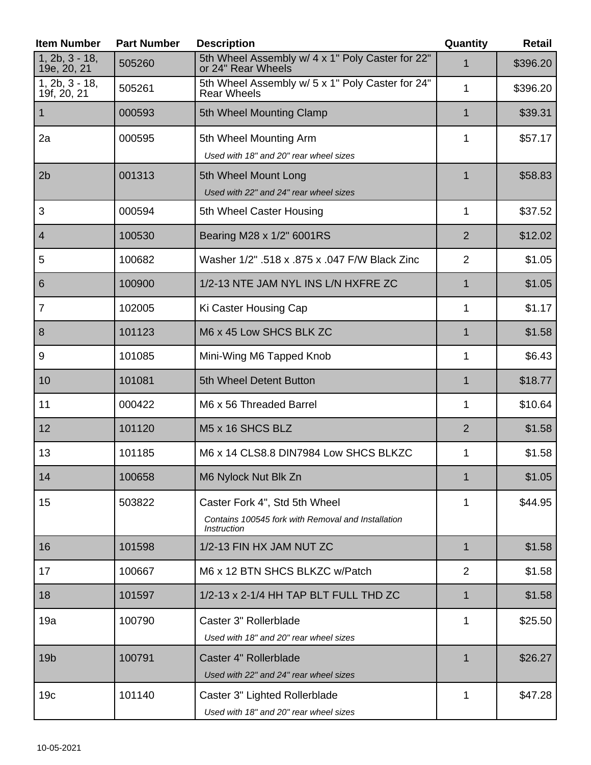| Item Number | Part Number | Description | Quantity | Retail |
|---|---|---|---|---|
| 1, 2b, 3 - 18, 19e, 20, 21 | 505260 | 5th Wheel Assembly w/ 4 x 1" Poly Caster for 22" or 24" Rear Wheels | 1 | $396.20 |
| 1, 2b, 3 - 18, 19f, 20, 21 | 505261 | 5th Wheel Assembly w/ 5 x 1" Poly Caster for 24" Rear Wheels | 1 | $396.20 |
| 1 | 000593 | 5th Wheel Mounting Clamp | 1 | $39.31 |
| 2a | 000595 | 5th Wheel Mounting Arm<br>*Used with 18" and 20" rear wheel sizes* | 1 | $57.17 |
| 2b | 001313 | 5th Wheel Mount Long<br>*Used with 22" and 24" rear wheel sizes* | 1 | $58.83 |
| 3 | 000594 | 5th Wheel Caster Housing | 1 | $37.52 |
| 4 | 100530 | Bearing M28 x 1/2" 6001RS | 2 | $12.02 |
| 5 | 100682 | Washer 1/2" .518 x .875 x .047 F/W Black Zinc | 2 | $1.05 |
| 6 | 100900 | 1/2-13 NTE JAM NYL INS L/N HXFRE ZC | 1 | $1.05 |
| 7 | 102005 | Ki Caster Housing Cap | 1 | $1.17 |
| 8 | 101123 | M6 x 45 Low SHCS BLK ZC | 1 | $1.58 |
| 9 | 101085 | Mini-Wing M6 Tapped Knob | 1 | $6.43 |
| 10 | 101081 | 5th Wheel Detent Button | 1 | $18.77 |
| 11 | 000422 | M6 x 56 Threaded Barrel | 1 | $10.64 |
| 12 | 101120 | M5 x 16 SHCS BLZ | 2 | $1.58 |
| 13 | 101185 | M6 x 14 CLS8.8 DIN7984 Low SHCS BLKZC | 1 | $1.58 |
| 14 | 100658 | M6 Nylock Nut Blk Zn | 1 | $1.05 |
| 15 | 503822 | Caster Fork 4", Std 5th Wheel<br>*Contains 100545 fork with Removal and Installation Instruction* | 1 | $44.95 |
| 16 | 101598 | 1/2-13 FIN HX JAM NUT ZC | 1 | $1.58 |
| 17 | 100667 | M6 x 12 BTN SHCS BLKZC w/Patch | 2 | $1.58 |
| 18 | 101597 | 1/2-13 x 2-1/4 HH TAP BLT FULL THD ZC | 1 | $1.58 |
| 19a | 100790 | Caster 3" Rollerblade<br>*Used with 18" and 20" rear wheel sizes* | 1 | $25.50 |
| 19b | 100791 | Caster 4" Rollerblade<br>*Used with 22" and 24" rear wheel sizes* | 1 | $26.27 |
| 19c | 101140 | Caster 3" Lighted Rollerblade<br>*Used with 18" and 20" rear wheel sizes* | 1 | $47.28 |

10-05-2021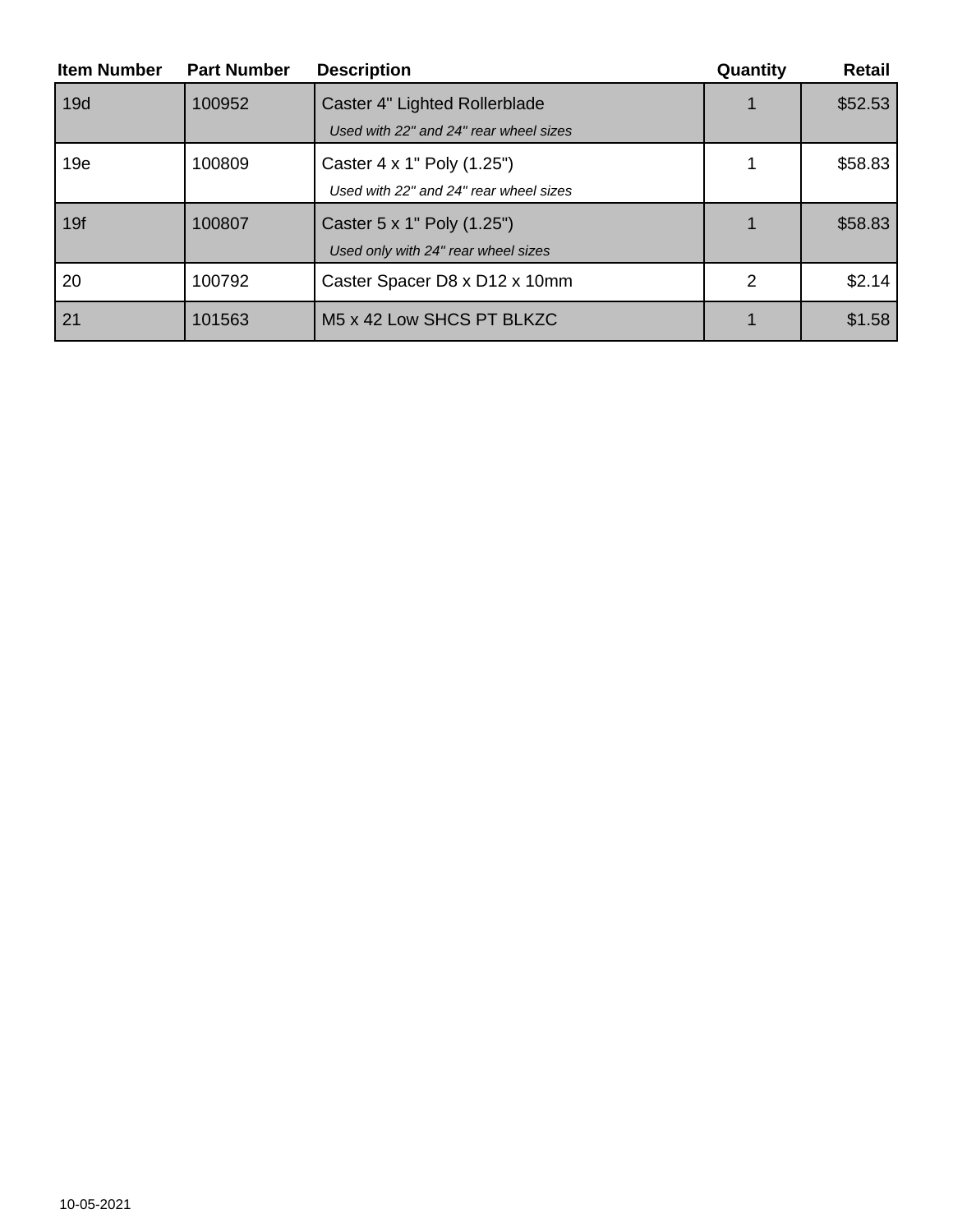| Item Number | Part Number | Description | Quantity | Retail |
| --- | --- | --- | --- | --- |
| 19d | 100952 | Caster 4" Lighted Rollerblade *Used with 22" and 24" rear wheel sizes* | 1 | $52.53 |
| 19e | 100809 | Caster 4 x 1" Poly (1.25") *Used with 22" and 24" rear wheel sizes* | 1 | $58.83 |
| 19f | 100807 | Caster 5 x 1" Poly (1.25") *Used only with 24" rear wheel sizes* | 1 | $58.83 |
| 20 | 100792 | Caster Spacer D8 x D12 x 10mm | 2 | $2.14 |
| 21 | 101563 | M5 x 42 Low SHCS PT BLKZC | 1 | $1.58 |

10-05-2021